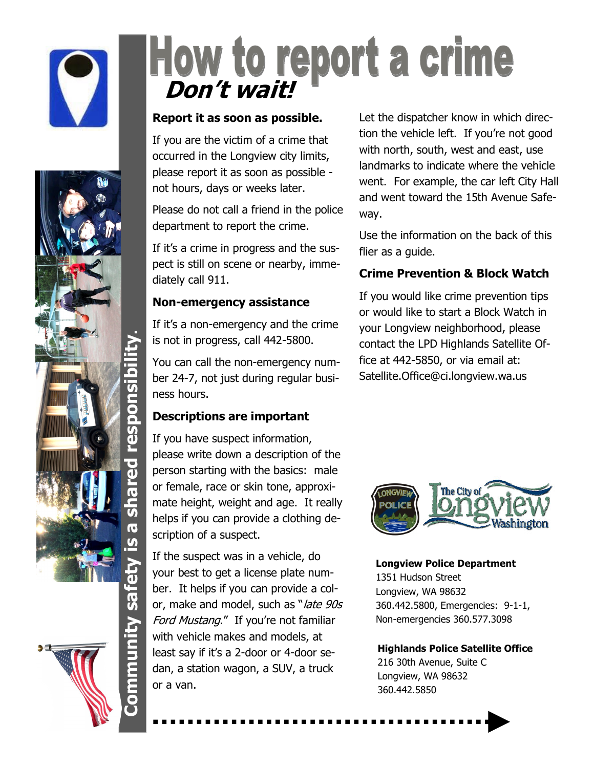# How to report a crime

## *Don't wait!*

**Report it as soon as possible.**

If you are the victim of a crime that occurred in the Longview city limits, please report it as soon as possible - not hours, days or weeks later.

Please do not call a friend in the police department to report the crime.

If it's a crime in progress and the suspect is still on scene or nearby, immediately call 911.

### Non-emergency assistance

If it's a non-emergency and the crime is not in progress, call 442-5800.

You can call the non-emergency number 24-7, not just during regular business hours.

### Descriptions are important

If you have suspect information, please write down a description of the person starting with the basics: male or female, race or skin tone, approximate height, weight and age. It really helps if you can provide a clothing description of a suspect.

If the suspect was in a vehicle, do your best to get a license plate number. It helps if you can provide a color, make and model, such as "*late 90s Ford Mustang*." If you're not familiar with vehicle makes and models, at least say if it's a 2-door or 4-door sedan, a station wagon, a SUV, a truck or a van.

Let the dispatcher know in which direction the vehicle left. If you're not good with north, south, west and east, use landmarks to indicate where the vehicle went. For example, the car left City Hall and went toward the 15th Avenue Safeway.

Use the information on the back of this flier as a guide.

### Crime Prevention & Block Watch

If you would like crime prevention tips or would like to start a Block Watch in your Longview neighborhood, please contact the LPD Highlands Satellite Office at 442-5850, or via email at: Satellite.Office@ci.longview.wa.us

**Longview Police Department**
1351 Hudson Street
Longview, WA 98632
360.442.5800, Emergencies: 9-1-1,
Non-emergencies 360.577.3098

**Highlands Police Satellite Office**
216 30th Avenue, Suite C
Longview, WA 98632
360.442.5850

**Community safety is a shared responsibility.**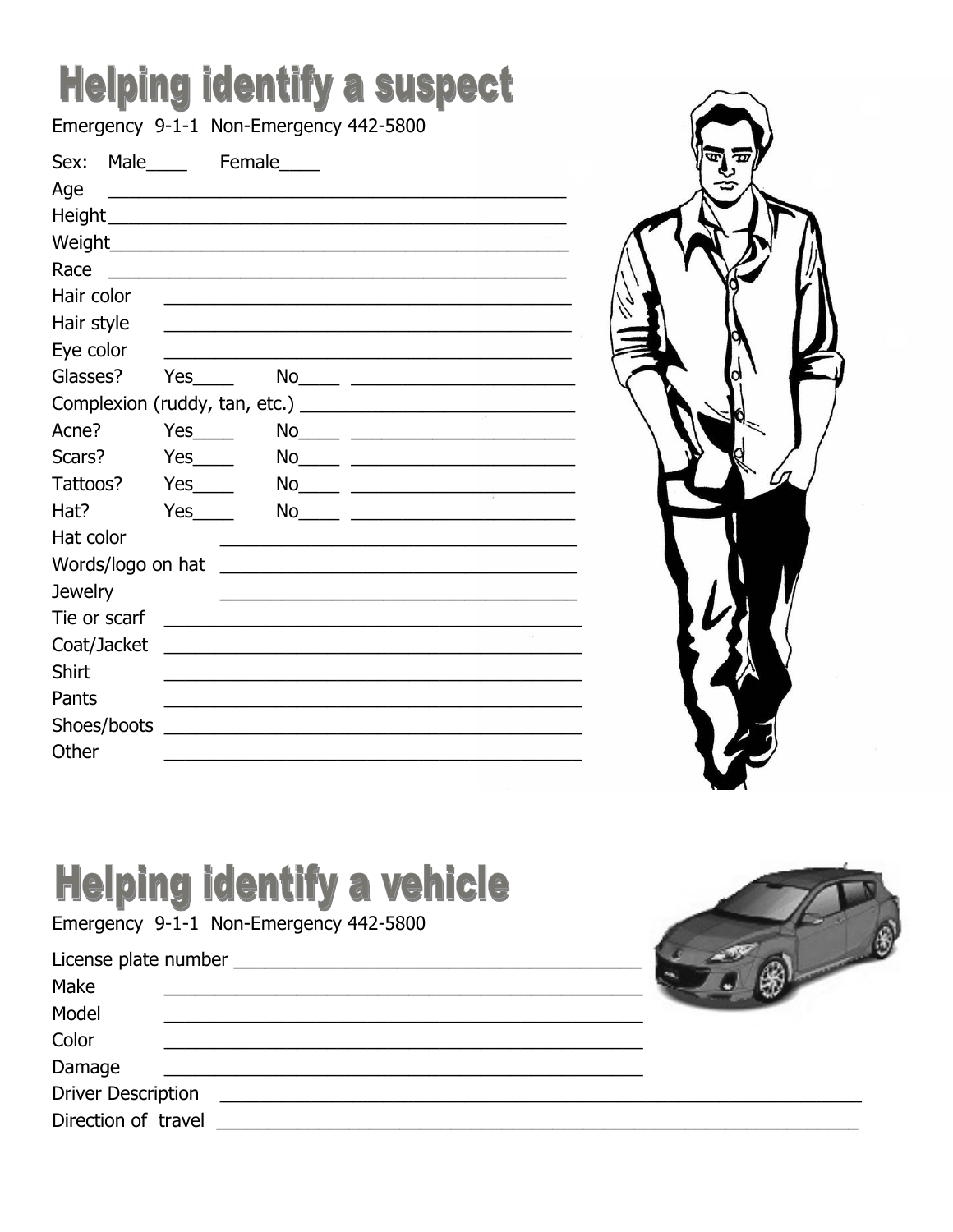# Helping identify a suspect

Emergency 9-1-1 Non-Emergency 442-5800

Sex: Male____ Female____

Age ____________________________________________

Height__________________________________________

Weight__________________________________________

Race ____________________________________________

Hair color ______________________________________

Hair style ______________________________________

Eye color ______________________________________

Glasses? Yes____ No____ ______________________

Complexion (ruddy, tan, etc.) ___________________

Acne? Yes____ No____ ______________________

Scars? Yes____ No____ ______________________

Tattoos? Yes____ No____ ______________________

Hat? Yes____ No____ ______________________

Hat color __________________________________

Words/logo on hat __________________________________

Jewelry __________________________________

Tie or scarf ______________________________________

Coat/Jacket ______________________________________

Shirt ______________________________________

Pants ______________________________________

Shoes/boots ______________________________________

Other ______________________________________

# Helping identify a vehicle

Emergency 9-1-1 Non-Emergency 442-5800

License plate number ________________________________

Make ______________________________________

Model ______________________________________

Color ______________________________________

Damage ______________________________________

Driver Description ______________________________________________________

Direction of travel ______________________________________________________